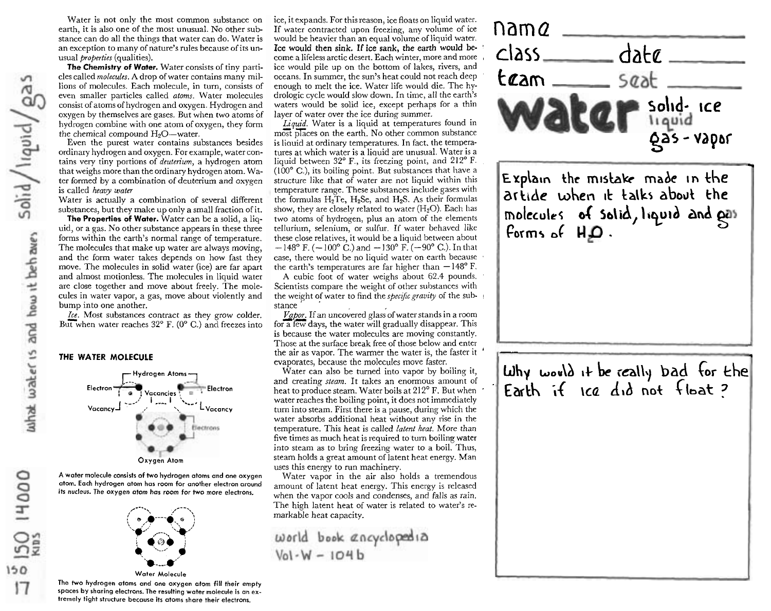Water is not only the most common substance on earth, it is also one of the most unusual. No other substance can do all the things that water can do. Water is an exception to many of nature's rules because of its unusual *properties* (qualities).

**The Chemistry of Water.** Water consists of tiny particles called *molecules*. A drop of water contains many millions of molecules. Each molecule, in turn, consists of even smaller particles called *atoms*. Water molecules consist of atoms of hydrogen and oxygen. Hydrogen and oxygen by themselves are gases. But when two atoms of hydrogen combine with one atom of oxygen, they form the chemical compound $H_2O$—water.

Even the purest water contains substances besides ordinary hydrogen and oxygen. For example, water contains very tiny portions of *deuterium*, a hydrogen atom that weighs more than the ordinary hydrogen atom. Water formed by a combination of deuterium and oxygen is called *heavy water*

Water is actually a combination of several different substances, but they make up only a small fraction of it.

**The Properties of Water.** Water can be a solid, a liquid, or a gas. No other substance appears in these three forms within the earth's normal range of temperature. The molecules that make up water are always moving, and the form water takes depends on how fast they move. The molecules in solid water (ice) are far apart and almost motionless. The molecules in liquid water are close together and move about freely. The molecules in water vapor, a gas, move about violently and bump into one another.

*Ice.* Most substances contract as they grow colder. But when water reaches 32° F. (0° C.) and freezes into ice, it expands. For this reason, ice floats on liquid water. If water contracted upon freezing, any volume of ice would be heavier than an equal volume of liquid water. **Ice would then sink. If ice sank, the earth would become** a lifeless arctic desert. Each winter, more and more ice would pile up on the bottom of lakes, rivers, and oceans. In summer, the sun's heat could not reach deep enough to melt the ice. Water life would die. The hydrologic cycle would slow down. In time, all the earth's waters would be solid ice, except perhaps for a thin layer of water over the ice during summer.

*Liquid.* Water is a liquid at temperatures found in most places on the earth. No other common substance is liquid at ordinary temperatures. In fact, the temperatures at which water is a liquid are unusual. Water is a liquid between 32° F., its freezing point, and 212° F. (100° C.), its boiling point. But substances that have a structure like that of water are not liquid within this temperature range. These substances include gases with the formulas $H_2Te$, $H_2Se$, and $H_2S$. As their formulas show, they are closely related to water ($H_2O$). Each has two atoms of hydrogen, plus an atom of the elements tellurium, selenium, or sulfur. If water behaved like these close relatives, it would be a liquid between about −148° F. (−100° C.) and −130° F. (−90° C.). In that case, there would be no liquid water on earth because the earth's temperatures are far higher than −148° F.

A cubic foot of water weighs about 62.4 pounds. Scientists compare the weight of other substances with the weight of water to find the *specific gravity* of the substance

*Vapor.* If an uncovered glass of water stands in a room for a few days, the water will gradually disappear. This is because the water molecules are moving constantly. Those at the surface break free of those below and enter the air as vapor. The warmer the water is, the faster it evaporates, because the molecules move faster.

Water can also be turned into vapor by boiling it, and creating *steam*. It takes an enormous amount of heat to produce steam. Water boils at 212° F. But when water reaches the boiling point, it does not immediately turn into steam. First there is a pause, during which the water absorbs additional heat without any rise in the temperature. This heat is called *latent heat*. More than five times as much heat is required to turn boiling water into steam as to bring freezing water to a boil. Thus, steam holds a great amount of latent heat energy. Man uses this energy to run machinery.

Water vapor in the air also holds a tremendous amount of latent heat energy. This energy is released when the vapor cools and condenses, and falls as rain. The high latent heat of water is related to water's remarkable heat capacity.

world book encyclopedia
Vol-W – 104b

### THE WATER MOLECULE

Hydrogen Atoms — Electron — Vacancies — Electron — Vacancy — Vacancy — Electrons — Oxygen Atom

A water molecule consists of two hydrogen atoms and one oxygen atom. Each hydrogen atom has room for another electron around its nucleus. The oxygen atom has room for two more electrons.

Water Molecule

The two hydrogen atoms and one oxygen atom fill their empty spaces by sharing electrons. The resulting water molecule is an extremely tight structure because its atoms share their electrons.

what water is and how it behaves solid/liquid/gas

17 150 150 14000 KIDS

name ____________

class ________ date ________

team ________ seat ________

# water

solid- ice
liquid
gas - vapor

Explain the mistake made in the article when it talks about the molecules of solid, liquid and gas forms of $H_2O$.

Why would it be really bad for the Earth if ice did not float?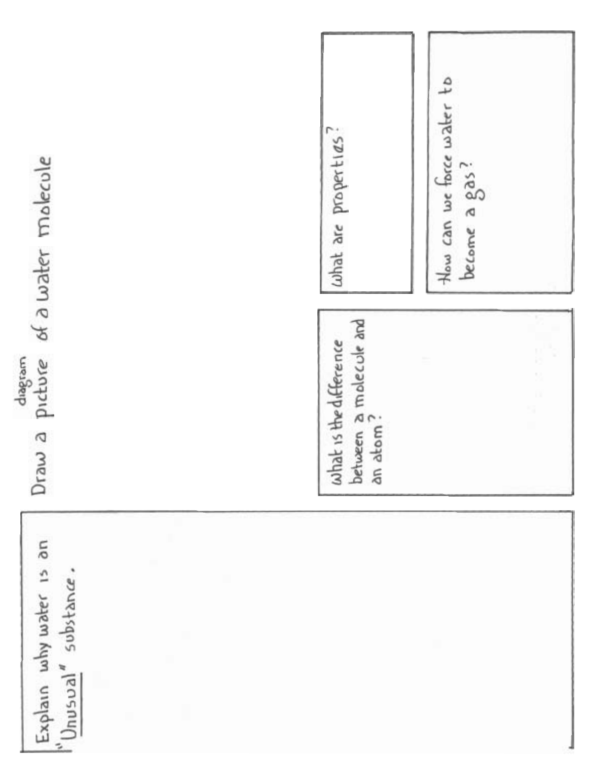Draw a ~~picture~~ diagram of a water molecule

Explain why water is an "Unusual" substance.

What is the difference between a molecule and an atom?

What are properties?

How can we force water to become a gas?